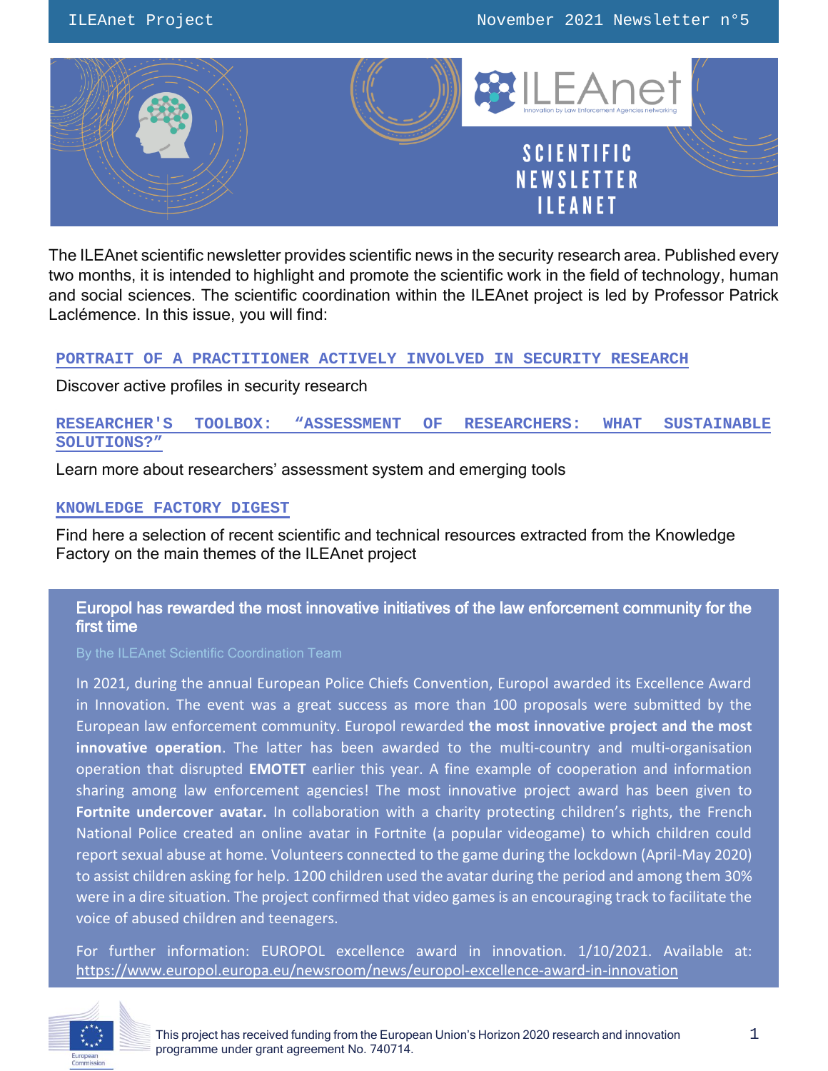# Scientific Newsletter ILEAnet

The ILEAnet scientific newsletter provides scientific news in the security research area. Published every two months, it is intended to highlight and promote the scientific work in the field of technology, human and social sciences. The scientific coordination within the ILEAnet project is led by Professor Patrick Laclémence. In this issue, you will find:

**PORTRAIT OF A PRACTITIONER ACTIVELY INVOLVED IN SECURITY RESEARCH**

Discover active profiles in security research

**RESEARCHER'S TOOLBOX: "ASSESSMENT OF RESEARCHERS: WHAT SUSTAINABLE SOLUTIONS?"**

Learn more about researchers' assessment system and emerging tools

**KNOWLEDGE FACTORY DIGEST**

Find here a selection of recent scientific and technical resources extracted from the Knowledge Factory on the main themes of the ILEAnet project

## Europol has rewarded the most innovative initiatives of the law enforcement community for the first time

By the ILEAnet Scientific Coordination Team

In 2021, during the annual European Police Chiefs Convention, Europol awarded its Excellence Award in Innovation. The event was a great success as more than 100 proposals were submitted by the European law enforcement community. Europol rewarded **the most innovative project and the most innovative operation**. The latter has been awarded to the multi-country and multi-organisation operation that disrupted **EMOTET** earlier this year. A fine example of cooperation and information sharing among law enforcement agencies! The most innovative project award has been given to **Fortnite undercover avatar.** In collaboration with a charity protecting children's rights, the French National Police created an online avatar in Fortnite (a popular videogame) to which children could report sexual abuse at home. Volunteers connected to the game during the lockdown (April-May 2020) to assist children asking for help. 1200 children used the avatar during the period and among them 30% were in a dire situation. The project confirmed that video games is an encouraging track to facilitate the voice of abused children and teenagers.

For further information: EUROPOL excellence award in innovation. 1/10/2021. Available at: https://www.europol.europa.eu/newsroom/news/europol-excellence-award-in-innovation

This project has received funding from the European Union's Horizon 2020 research and innovation programme under grant agreement No. 740714.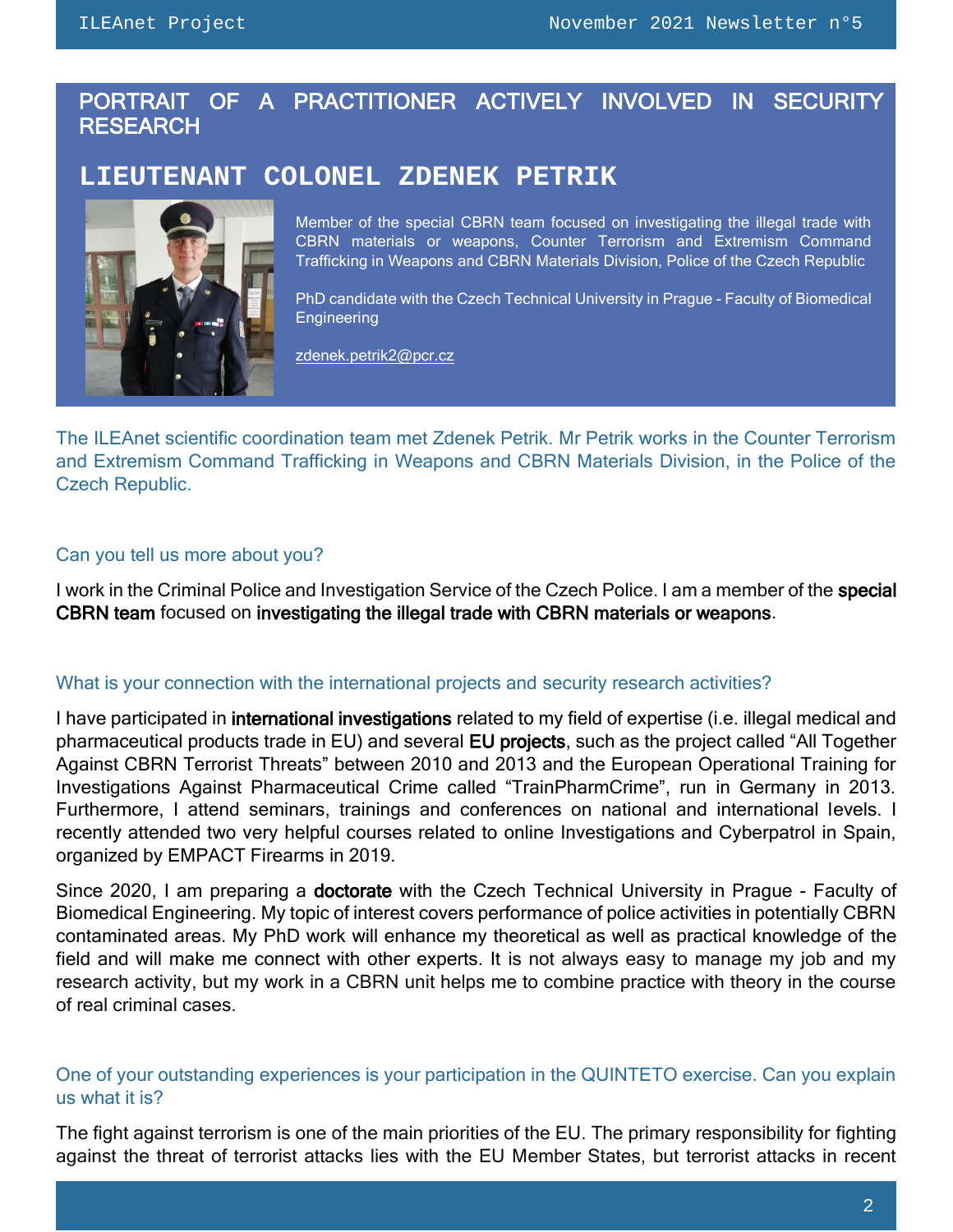## PORTRAIT OF A PRACTITIONER ACTIVELY INVOLVED IN SECURITY RESEARCH

# LIEUTENANT COLONEL ZDENEK PETRIK

Member of the special CBRN team focused on investigating the illegal trade with CBRN materials or weapons, Counter Terrorism and Extremism Command Trafficking in Weapons and CBRN Materials Division, Police of the Czech Republic

PhD candidate with the Czech Technical University in Prague - Faculty of Biomedical Engineering

zdenek.petrik2@pcr.cz

The ILEAnet scientific coordination team met Zdenek Petrik. Mr Petrik works in the Counter Terrorism and Extremism Command Trafficking in Weapons and CBRN Materials Division, in the Police of the Czech Republic.

### Can you tell us more about you?

I work in the Criminal Police and Investigation Service of the Czech Police. I am a member of the **special CBRN team** focused on **investigating the illegal trade with CBRN materials or weapons**.

### What is your connection with the international projects and security research activities?

I have participated in **international investigations** related to my field of expertise (i.e. illegal medical and pharmaceutical products trade in EU) and several **EU projects**, such as the project called "All Together Against CBRN Terrorist Threats" between 2010 and 2013 and the European Operational Training for Investigations Against Pharmaceutical Crime called "TrainPharmCrime", run in Germany in 2013. Furthermore, I attend seminars, trainings and conferences on national and international levels. I recently attended two very helpful courses related to online Investigations and Cyberpatrol in Spain, organized by EMPACT Firearms in 2019.

Since 2020, I am preparing a **doctorate** with the Czech Technical University in Prague - Faculty of Biomedical Engineering. My topic of interest covers performance of police activities in potentially CBRN contaminated areas. My PhD work will enhance my theoretical as well as practical knowledge of the field and will make me connect with other experts. It is not always easy to manage my job and my research activity, but my work in a CBRN unit helps me to combine practice with theory in the course of real criminal cases.

### One of your outstanding experiences is your participation in the QUINTETO exercise. Can you explain us what it is?

The fight against terrorism is one of the main priorities of the EU. The primary responsibility for fighting against the threat of terrorist attacks lies with the EU Member States, but terrorist attacks in recent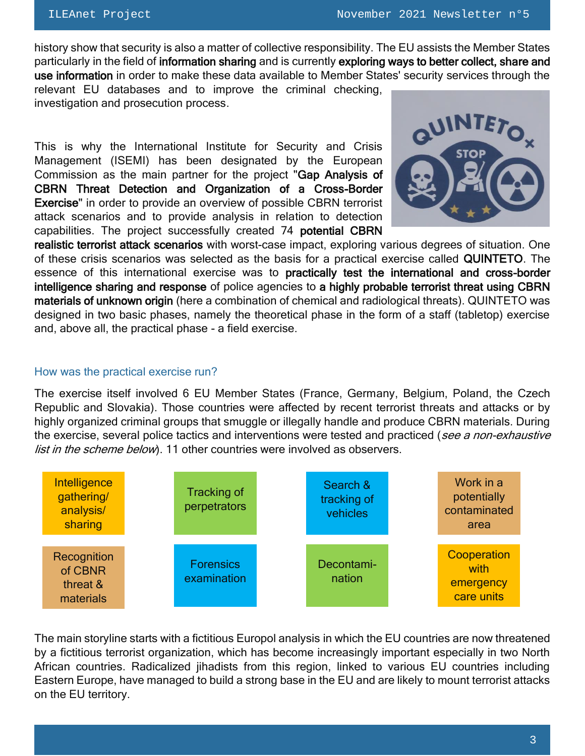history show that security is also a matter of collective responsibility. The EU assists the Member States particularly in the field of **information sharing** and is currently **exploring ways to better collect, share and use information** in order to make these data available to Member States' security services through the relevant EU databases and to improve the criminal checking, investigation and prosecution process.

This is why the International Institute for Security and Crisis Management (ISEMI) has been designated by the European Commission as the main partner for the project "**Gap Analysis of CBRN Threat Detection and Organization of a Cross-Border Exercise**" in order to provide an overview of possible CBRN terrorist attack scenarios and to provide analysis in relation to detection capabilities. The project successfully created 74 **potential CBRN realistic terrorist attack scenarios** with worst-case impact, exploring various degrees of situation. One of these crisis scenarios was selected as the basis for a practical exercise called **QUINTETO**. The essence of this international exercise was to **practically test the international and cross-border intelligence sharing and response** of police agencies to **a highly probable terrorist threat using CBRN materials of unknown origin** (here a combination of chemical and radiological threats). QUINTETO was designed in two basic phases, namely the theoretical phase in the form of a staff (tabletop) exercise and, above all, the practical phase - a field exercise.

## How was the practical exercise run?

The exercise itself involved 6 EU Member States (France, Germany, Belgium, Poland, the Czech Republic and Slovakia). Those countries were affected by recent terrorist threats and attacks or by highly organized criminal groups that smuggle or illegally handle and produce CBRN materials. During the exercise, several police tactics and interventions were tested and practiced (*see a non-exhaustive list in the scheme below*). 11 other countries were involved as observers.

| | | | |
|---|---|---|---|
| Intelligence gathering/ analysis/ sharing | Tracking of perpetrators | Search & tracking of vehicles | Work in a potentially contaminated area |
| Recognition of CBNR threat & materials | Forensics examination | Decontami-nation | Cooperation with emergency care units |

The main storyline starts with a fictitious Europol analysis in which the EU countries are now threatened by a fictitious terrorist organization, which has become increasingly important especially in two North African countries. Radicalized jihadists from this region, linked to various EU countries including Eastern Europe, have managed to build a strong base in the EU and are likely to mount terrorist attacks on the EU territory.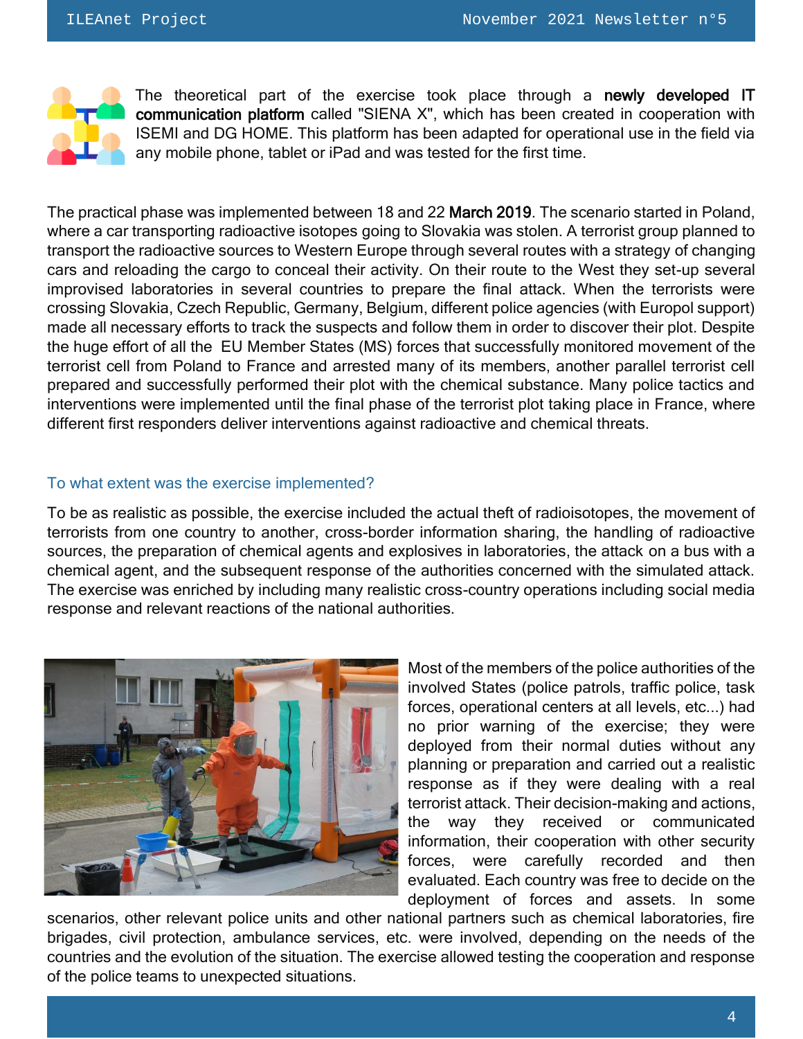The theoretical part of the exercise took place through a **newly developed IT communication platform** called "SIENA X", which has been created in cooperation with ISEMI and DG HOME. This platform has been adapted for operational use in the field via any mobile phone, tablet or iPad and was tested for the first time.

The practical phase was implemented between 18 and 22 **March 2019**. The scenario started in Poland, where a car transporting radioactive isotopes going to Slovakia was stolen. A terrorist group planned to transport the radioactive sources to Western Europe through several routes with a strategy of changing cars and reloading the cargo to conceal their activity. On their route to the West they set-up several improvised laboratories in several countries to prepare the final attack. When the terrorists were crossing Slovakia, Czech Republic, Germany, Belgium, different police agencies (with Europol support) made all necessary efforts to track the suspects and follow them in order to discover their plot. Despite the huge effort of all the EU Member States (MS) forces that successfully monitored movement of the terrorist cell from Poland to France and arrested many of its members, another parallel terrorist cell prepared and successfully performed their plot with the chemical substance. Many police tactics and interventions were implemented until the final phase of the terrorist plot taking place in France, where different first responders deliver interventions against radioactive and chemical threats.

## To what extent was the exercise implemented?

To be as realistic as possible, the exercise included the actual theft of radioisotopes, the movement of terrorists from one country to another, cross-border information sharing, the handling of radioactive sources, the preparation of chemical agents and explosives in laboratories, the attack on a bus with a chemical agent, and the subsequent response of the authorities concerned with the simulated attack. The exercise was enriched by including many realistic cross-country operations including social media response and relevant reactions of the national authorities.

Most of the members of the police authorities of the involved States (police patrols, traffic police, task forces, operational centers at all levels, etc...) had no prior warning of the exercise; they were deployed from their normal duties without any planning or preparation and carried out a realistic response as if they were dealing with a real terrorist attack. Their decision-making and actions, the way they received or communicated information, their cooperation with other security forces, were carefully recorded and then evaluated. Each country was free to decide on the deployment of forces and assets. In some scenarios, other relevant police units and other national partners such as chemical laboratories, fire brigades, civil protection, ambulance services, etc. were involved, depending on the needs of the countries and the evolution of the situation. The exercise allowed testing the cooperation and response of the police teams to unexpected situations.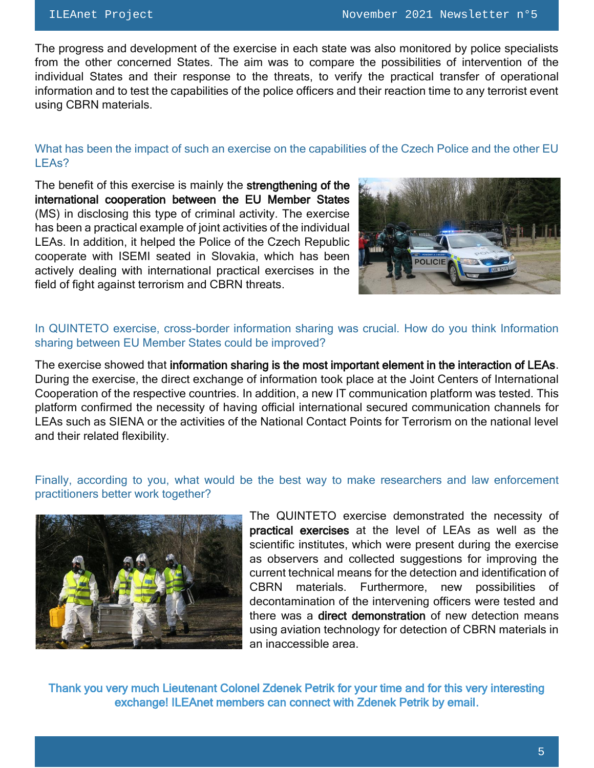The progress and development of the exercise in each state was also monitored by police specialists from the other concerned States. The aim was to compare the possibilities of intervention of the individual States and their response to the threats, to verify the practical transfer of operational information and to test the capabilities of the police officers and their reaction time to any terrorist event using CBRN materials.

### What has been the impact of such an exercise on the capabilities of the Czech Police and the other EU LEAs?

The benefit of this exercise is mainly the **strengthening of the international cooperation between the EU Member States** (MS) in disclosing this type of criminal activity. The exercise has been a practical example of joint activities of the individual LEAs. In addition, it helped the Police of the Czech Republic cooperate with ISEMI seated in Slovakia, which has been actively dealing with international practical exercises in the field of fight against terrorism and CBRN threats.

### In QUINTETO exercise, cross-border information sharing was crucial. How do you think Information sharing between EU Member States could be improved?

The exercise showed that **information sharing is the most important element in the interaction of LEAs**. During the exercise, the direct exchange of information took place at the Joint Centers of International Cooperation of the respective countries. In addition, a new IT communication platform was tested. This platform confirmed the necessity of having official international secured communication channels for LEAs such as SIENA or the activities of the National Contact Points for Terrorism on the national level and their related flexibility.

### Finally, according to you, what would be the best way to make researchers and law enforcement practitioners better work together?

The QUINTETO exercise demonstrated the necessity of **practical exercises** at the level of LEAs as well as the scientific institutes, which were present during the exercise as observers and collected suggestions for improving the current technical means for the detection and identification of CBRN materials. Furthermore, new possibilities of decontamination of the intervening officers were tested and there was a **direct demonstration** of new detection means using aviation technology for detection of CBRN materials in an inaccessible area.

**Thank you very much Lieutenant Colonel Zdenek Petrik for your time and for this very interesting exchange! ILEAnet members can connect with Zdenek Petrik by email.**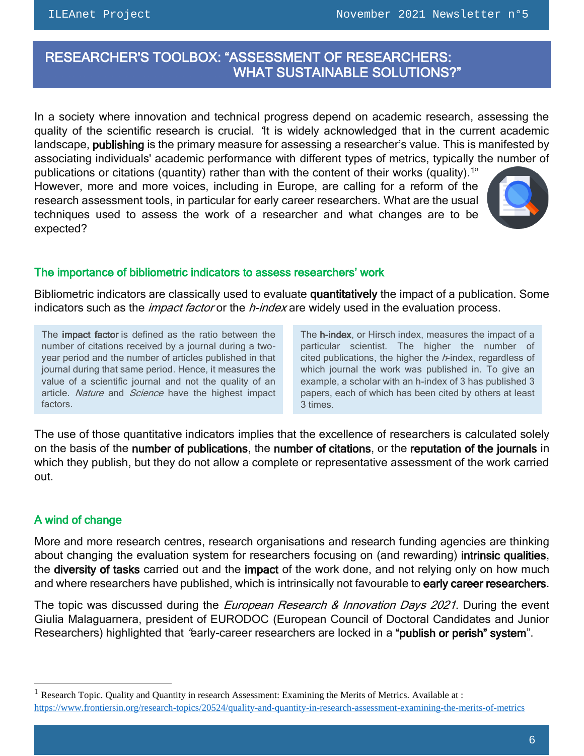## RESEARCHER'S TOOLBOX: "ASSESSMENT OF RESEARCHERS: WHAT SUSTAINABLE SOLUTIONS?"

In a society where innovation and technical progress depend on academic research, assessing the quality of the scientific research is crucial. "It is widely acknowledged that in the current academic landscape, **publishing** is the primary measure for assessing a researcher's value. This is manifested by associating individuals' academic performance with different types of metrics, typically the number of publications or citations (quantity) rather than with the content of their works (quality).[1]" However, more and more voices, including in Europe, are calling for a reform of the research assessment tools, in particular for early career researchers. What are the usual techniques used to assess the work of a researcher and what changes are to be expected?

### The importance of bibliometric indicators to assess researchers' work

Bibliometric indicators are classically used to evaluate **quantitatively** the impact of a publication. Some indicators such as the *impact factor* or the *h-index* are widely used in the evaluation process.

The **impact factor** is defined as the ratio between the number of citations received by a journal during a two-year period and the number of articles published in that journal during that same period. Hence, it measures the value of a scientific journal and not the quality of an article. *Nature* and *Science* have the highest impact factors.

The **h-index**, or Hirsch index, measures the impact of a particular scientist. The higher the number of cited publications, the higher the *h*-index, regardless of which journal the work was published in. To give an example, a scholar with an h-index of 3 has published 3 papers, each of which has been cited by others at least 3 times.

The use of those quantitative indicators implies that the excellence of researchers is calculated solely on the basis of the **number of publications**, the **number of citations**, or the **reputation of the journals** in which they publish, but they do not allow a complete or representative assessment of the work carried out.

### A wind of change

More and more research centres, research organisations and research funding agencies are thinking about changing the evaluation system for researchers focusing on (and rewarding) **intrinsic qualities**, the **diversity of tasks** carried out and the **impact** of the work done, and not relying only on how much and where researchers have published, which is intrinsically not favourable to **early career researchers**.

The topic was discussed during the *European Research & Innovation Days 2021*. During the event Giulia Malaguarnera, president of EURODOC (European Council of Doctoral Candidates and Junior Researchers) highlighted that "early-career researchers are locked in a **"publish or perish" system**".

---

[1] Research Topic. Quality and Quantity in research Assessment: Examining the Merits of Metrics. Available at : https://www.frontiersin.org/research-topics/20524/quality-and-quantity-in-research-assessment-examining-the-merits-of-metrics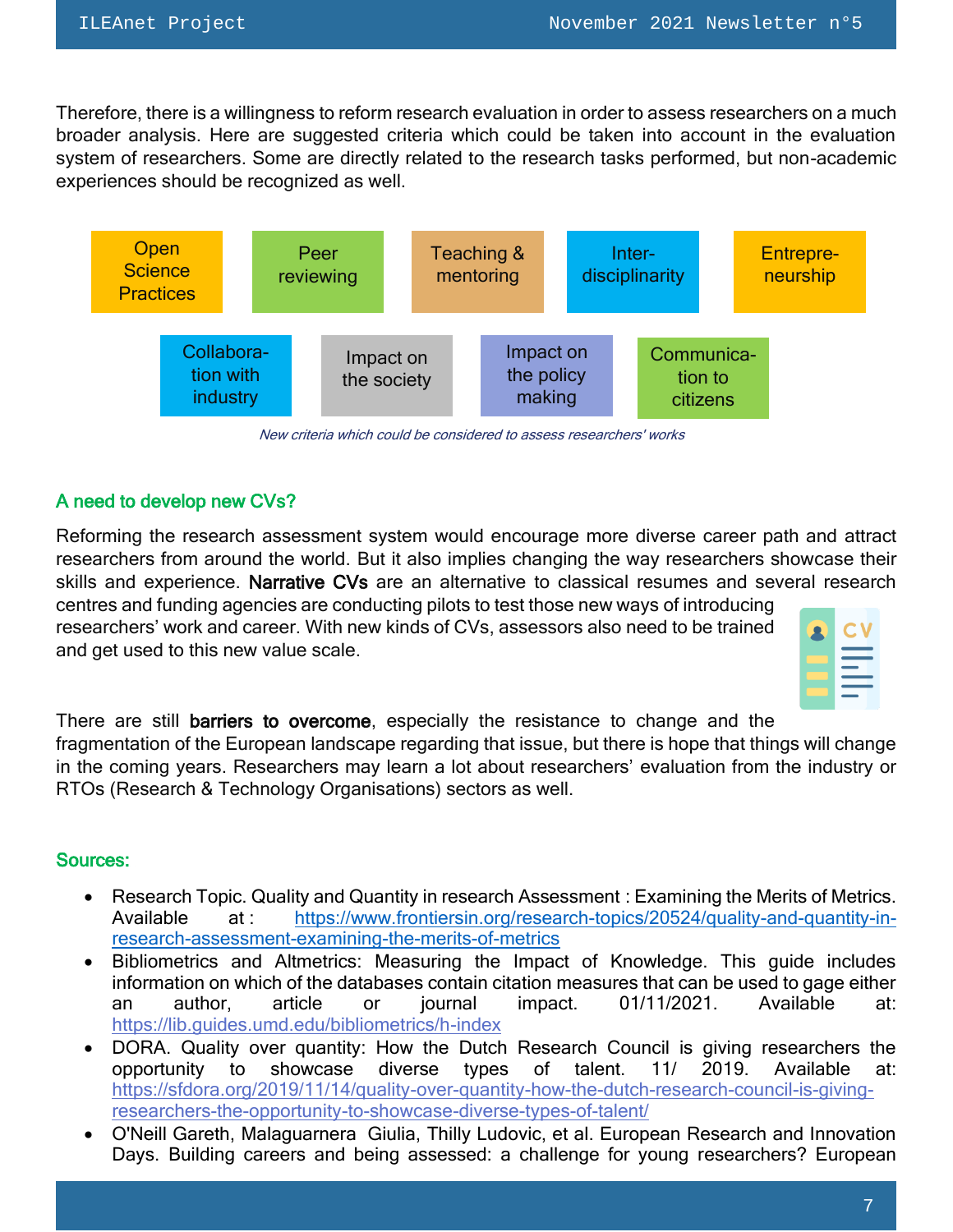Therefore, there is a willingness to reform research evaluation in order to assess researchers on a much broader analysis. Here are suggested criteria which could be taken into account in the evaluation system of researchers. Some are directly related to the research tasks performed, but non-academic experiences should be recognized as well.

- Open Science Practices
- Peer reviewing
- Teaching & mentoring
- Inter-disciplinarity
- Entrepre-neurship
- Collabora-tion with industry
- Impact on the society
- Impact on the policy making
- Communica-tion to citizens

*New criteria which could be considered to assess researchers' works*

### A need to develop new CVs?

Reforming the research assessment system would encourage more diverse career path and attract researchers from around the world. But it also implies changing the way researchers showcase their skills and experience. **Narrative CVs** are an alternative to classical resumes and several research centres and funding agencies are conducting pilots to test those new ways of introducing researchers' work and career. With new kinds of CVs, assessors also need to be trained and get used to this new value scale.

There are still **barriers to overcome**, especially the resistance to change and the fragmentation of the European landscape regarding that issue, but there is hope that things will change in the coming years. Researchers may learn a lot about researchers' evaluation from the industry or RTOs (Research & Technology Organisations) sectors as well.

### Sources:

- Research Topic. Quality and Quantity in research Assessment : Examining the Merits of Metrics. Available at : https://www.frontiersin.org/research-topics/20524/quality-and-quantity-in-research-assessment-examining-the-merits-of-metrics
- Bibliometrics and Altmetrics: Measuring the Impact of Knowledge. This guide includes information on which of the databases contain citation measures that can be used to gage either an author, article or journal impact. 01/11/2021. Available at: https://lib.guides.umd.edu/bibliometrics/h-index
- DORA. Quality over quantity: How the Dutch Research Council is giving researchers the opportunity to showcase diverse types of talent. 11/ 2019. Available at: https://sfdora.org/2019/11/14/quality-over-quantity-how-the-dutch-research-council-is-giving-researchers-the-opportunity-to-showcase-diverse-types-of-talent/
- O'Neill Gareth, Malaguarnera Giulia, Thilly Ludovic, et al. European Research and Innovation Days. Building careers and being assessed: a challenge for young researchers? European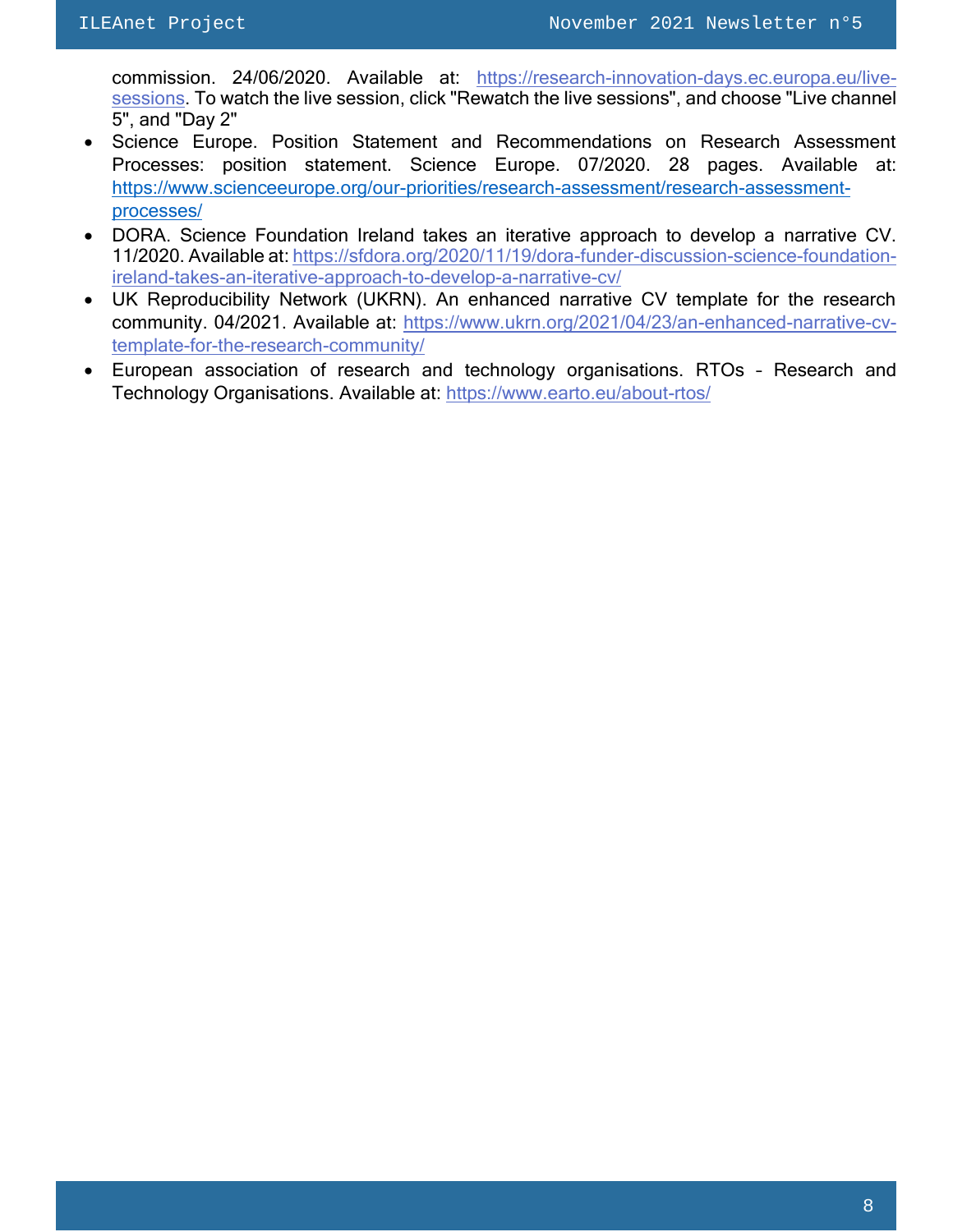commission. 24/06/2020. Available at: https://research-innovation-days.ec.europa.eu/live-sessions. To watch the live session, click "Rewatch the live sessions", and choose "Live channel 5", and "Day 2"

- Science Europe. Position Statement and Recommendations on Research Assessment Processes: position statement. Science Europe. 07/2020. 28 pages. Available at: https://www.scienceeurope.org/our-priorities/research-assessment/research-assessment-processes/
- DORA. Science Foundation Ireland takes an iterative approach to develop a narrative CV. 11/2020. Available at: https://sfdora.org/2020/11/19/dora-funder-discussion-science-foundation-ireland-takes-an-iterative-approach-to-develop-a-narrative-cv/
- UK Reproducibility Network (UKRN). An enhanced narrative CV template for the research community. 04/2021. Available at: https://www.ukrn.org/2021/04/23/an-enhanced-narrative-cv-template-for-the-research-community/
- European association of research and technology organisations. RTOs – Research and Technology Organisations. Available at: https://www.earto.eu/about-rtos/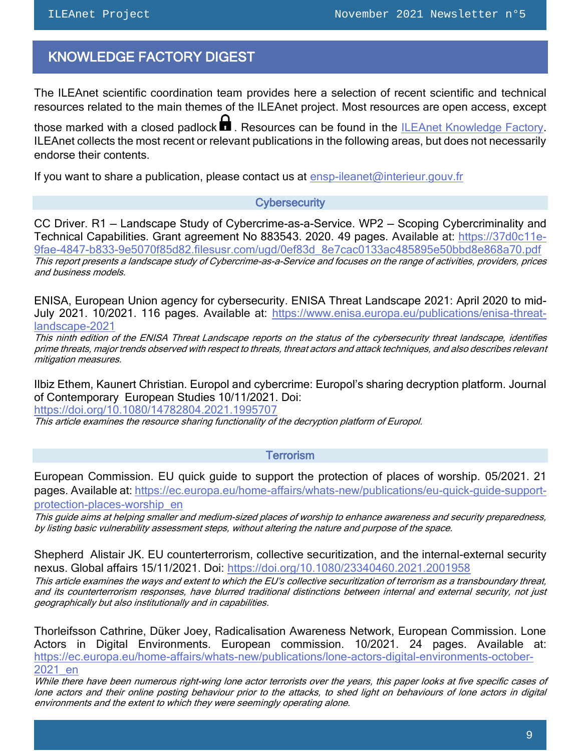## KNOWLEDGE FACTORY DIGEST

The ILEAnet scientific coordination team provides here a selection of recent scientific and technical resources related to the main themes of the ILEAnet project. Most resources are open access, except those marked with a closed padlock 🔒. Resources can be found in the ILEAnet Knowledge Factory. ILEAnet collects the most recent or relevant publications in the following areas, but does not necessarily endorse their contents.

If you want to share a publication, please contact us at ensp-ileanet@interieur.gouv.fr

### Cybersecurity

CC Driver. R1 – Landscape Study of Cybercrime-as-a-Service. WP2 – Scoping Cybercriminality and Technical Capabilities. Grant agreement No 883543. 2020. 49 pages. Available at: https://37d0c11e-9fae-4847-b833-9e5070f85d82.filesusr.com/ugd/0ef83d_8e7cac0133ac485895e50bbd8e868a70.pdf

*This report presents a landscape study of Cybercrime-as-a-Service and focuses on the range of activities, providers, prices and business models.*

ENISA, European Union agency for cybersecurity. ENISA Threat Landscape 2021: April 2020 to mid-July 2021. 10/2021. 116 pages. Available at: https://www.enisa.europa.eu/publications/enisa-threat-landscape-2021

*This ninth edition of the ENISA Threat Landscape reports on the status of the cybersecurity threat landscape, identifies prime threats, major trends observed with respect to threats, threat actors and attack techniques, and also describes relevant mitigation measures.*

Ilbiz Ethem, Kaunert Christian. Europol and cybercrime: Europol's sharing decryption platform. Journal of Contemporary European Studies 10/11/2021. Doi: https://doi.org/10.1080/14782804.2021.1995707

*This article examines the resource sharing functionality of the decryption platform of Europol.*

### Terrorism

European Commission. EU quick guide to support the protection of places of worship. 05/2021. 21 pages. Available at: https://ec.europa.eu/home-affairs/whats-new/publications/eu-quick-guide-support-protection-places-worship_en

*This guide aims at helping smaller and medium-sized places of worship to enhance awareness and security preparedness, by listing basic vulnerability assessment steps, without altering the nature and purpose of the space.*

Shepherd Alistair JK. EU counterterrorism, collective securitization, and the internal-external security nexus. Global affairs 15/11/2021. Doi: https://doi.org/10.1080/23340460.2021.2001958

*This article examines the ways and extent to which the EU's collective securitization of terrorism as a transboundary threat, and its counterterrorism responses, have blurred traditional distinctions between internal and external security, not just geographically but also institutionally and in capabilities.*

Thorleifsson Cathrine, Düker Joey, Radicalisation Awareness Network, European Commission. Lone Actors in Digital Environments. European commission. 10/2021. 24 pages. Available at: https://ec.europa.eu/home-affairs/whats-new/publications/lone-actors-digital-environments-october-2021_en

*While there have been numerous right-wing lone actor terrorists over the years, this paper looks at five specific cases of lone actors and their online posting behaviour prior to the attacks, to shed light on behaviours of lone actors in digital environments and the extent to which they were seemingly operating alone.*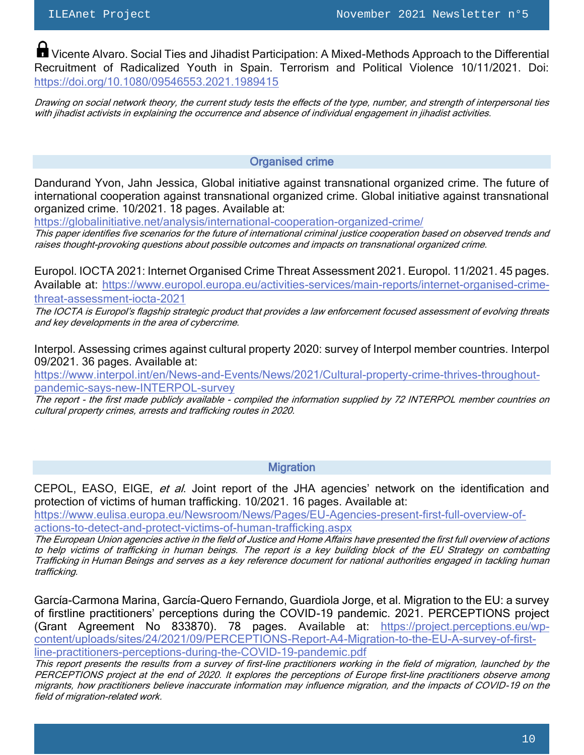🔒 Vicente Alvaro. Social Ties and Jihadist Participation: A Mixed-Methods Approach to the Differential Recruitment of Radicalized Youth in Spain. Terrorism and Political Violence 10/11/2021. Doi: https://doi.org/10.1080/09546553.2021.1989415

*Drawing on social network theory, the current study tests the effects of the type, number, and strength of interpersonal ties with jihadist activists in explaining the occurrence and absence of individual engagement in jihadist activities.*

## Organised crime

Dandurand Yvon, Jahn Jessica, Global initiative against transnational organized crime. The future of international cooperation against transnational organized crime. Global initiative against transnational organized crime. 10/2021. 18 pages. Available at: https://globalinitiative.net/analysis/international-cooperation-organized-crime/

*This paper identifies five scenarios for the future of international criminal justice cooperation based on observed trends and raises thought-provoking questions about possible outcomes and impacts on transnational organized crime.*

Europol. IOCTA 2021: Internet Organised Crime Threat Assessment 2021. Europol. 11/2021. 45 pages. Available at: https://www.europol.europa.eu/activities-services/main-reports/internet-organised-crime-threat-assessment-iocta-2021

*The IOCTA is Europol's flagship strategic product that provides a law enforcement focused assessment of evolving threats and key developments in the area of cybercrime.*

Interpol. Assessing crimes against cultural property 2020: survey of Interpol member countries. Interpol 09/2021. 36 pages. Available at: https://www.interpol.int/en/News-and-Events/News/2021/Cultural-property-crime-thrives-throughout-pandemic-says-new-INTERPOL-survey

*The report - the first made publicly available - compiled the information supplied by 72 INTERPOL member countries on cultural property crimes, arrests and trafficking routes in 2020.*

## Migration

CEPOL, EASO, EIGE, *et al*. Joint report of the JHA agencies' network on the identification and protection of victims of human trafficking. 10/2021. 16 pages. Available at: https://www.eulisa.europa.eu/Newsroom/News/Pages/EU-Agencies-present-first-full-overview-of-actions-to-detect-and-protect-victims-of-human-trafficking.aspx

*The European Union agencies active in the field of Justice and Home Affairs have presented the first full overview of actions to help victims of trafficking in human beings. The report is a key building block of the EU Strategy on combatting Trafficking in Human Beings and serves as a key reference document for national authorities engaged in tackling human trafficking.*

García-Carmona Marina, García-Quero Fernando, Guardiola Jorge, et al. Migration to the EU: a survey of firstline practitioners' perceptions during the COVID-19 pandemic. 2021. PERCEPTIONS project (Grant Agreement No 833870). 78 pages. Available at: https://project.perceptions.eu/wp-content/uploads/sites/24/2021/09/PERCEPTIONS-Report-A4-Migration-to-the-EU-A-survey-of-first-line-practitioners-perceptions-during-the-COVID-19-pandemic.pdf

*This report presents the results from a survey of first-line practitioners working in the field of migration, launched by the PERCEPTIONS project at the end of 2020. It explores the perceptions of Europe first-line practitioners observe among migrants, how practitioners believe inaccurate information may influence migration, and the impacts of COVID-19 on the field of migration-related work.*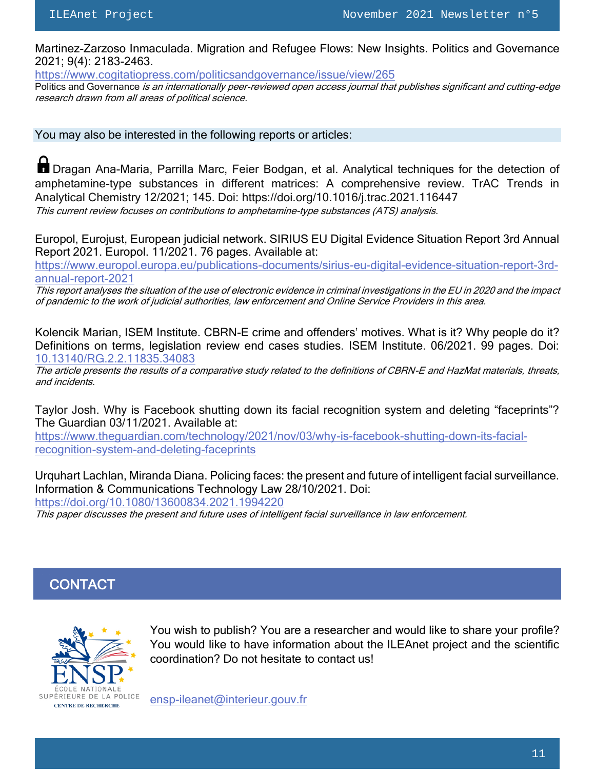Martinez-Zarzoso Inmaculada. Migration and Refugee Flows: New Insights. Politics and Governance 2021; 9(4): 2183-2463.
https://www.cogitatiopress.com/politicsandgovernance/issue/view/265
Politics and Governance *is an internationally peer-reviewed open access journal that publishes significant and cutting-edge research drawn from all areas of political science.*

You may also be interested in the following reports or articles:

Dragan Ana-Maria, Parrilla Marc, Feier Bodgan, et al. Analytical techniques for the detection of amphetamine-type substances in different matrices: A comprehensive review. TrAC Trends in Analytical Chemistry 12/2021; 145. Doi: https://doi.org/10.1016/j.trac.2021.116447
*This current review focuses on contributions to amphetamine-type substances (ATS) analysis.*

Europol, Eurojust, European judicial network. SIRIUS EU Digital Evidence Situation Report 3rd Annual Report 2021. Europol. 11/2021. 76 pages. Available at:
https://www.europol.europa.eu/publications-documents/sirius-eu-digital-evidence-situation-report-3rd-annual-report-2021
*This report analyses the situation of the use of electronic evidence in criminal investigations in the EU in 2020 and the impact of pandemic to the work of judicial authorities, law enforcement and Online Service Providers in this area.*

Kolencik Marian, ISEM Institute. CBRN-E crime and offenders' motives. What is it? Why people do it? Definitions on terms, legislation review end cases studies. ISEM Institute. 06/2021. 99 pages. Doi: 10.13140/RG.2.2.11835.34083
*The article presents the results of a comparative study related to the definitions of CBRN-E and HazMat materials, threats, and incidents.*

Taylor Josh. Why is Facebook shutting down its facial recognition system and deleting "faceprints"? The Guardian 03/11/2021. Available at:
https://www.theguardian.com/technology/2021/nov/03/why-is-facebook-shutting-down-its-facial-recognition-system-and-deleting-faceprints

Urquhart Lachlan, Miranda Diana. Policing faces: the present and future of intelligent facial surveillance. Information & Communications Technology Law 28/10/2021. Doi:
https://doi.org/10.1080/13600834.2021.1994220
*This paper discusses the present and future uses of intelligent facial surveillance in law enforcement.*

## CONTACT

ENSP
ÉCOLE NATIONALE SUPÉRIEURE DE LA POLICE
CENTRE DE RECHERCHE

You wish to publish? You are a researcher and would like to share your profile? You would like to have information about the ILEAnet project and the scientific coordination? Do not hesitate to contact us!

ensp-ileanet@interieur.gouv.fr